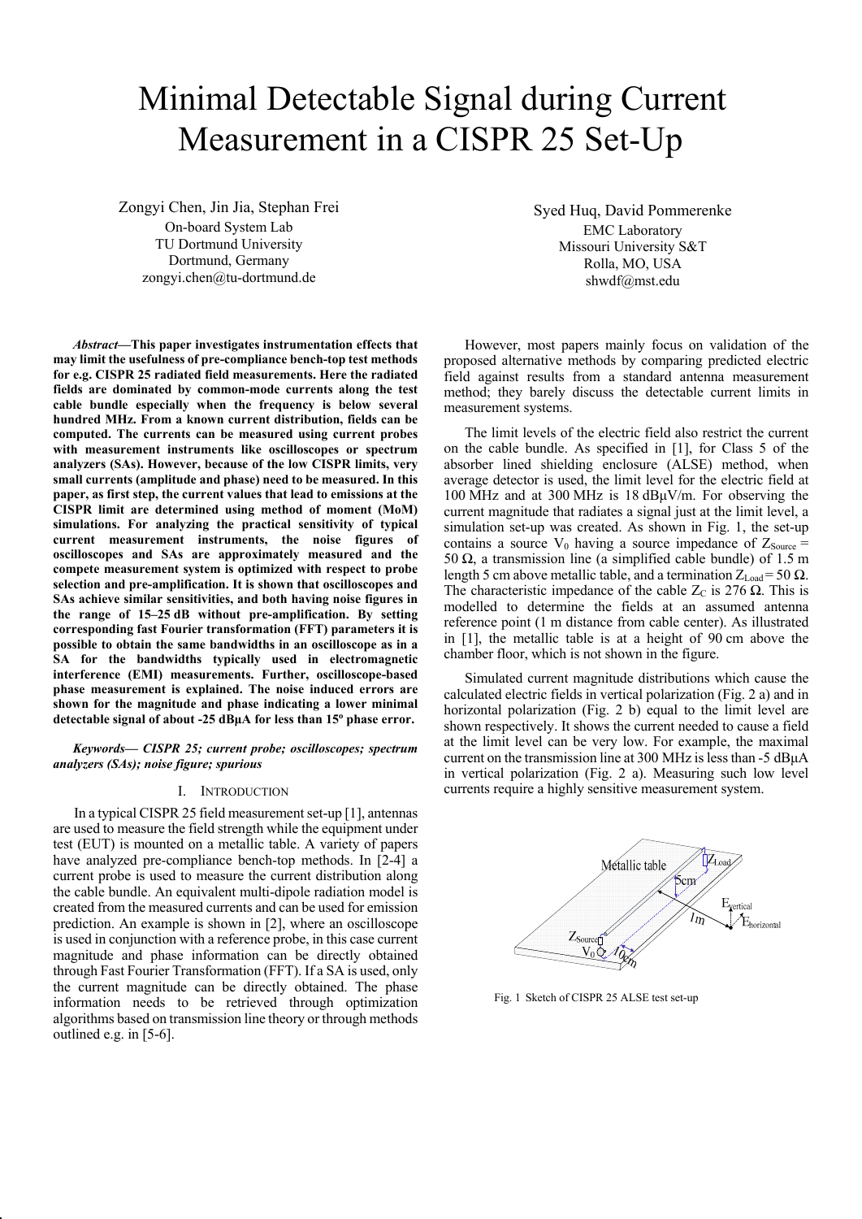# Minimal Detectable Signal during Current Measurement in a CISPR 25 Set-Up

Zongyi Chen, Jin Jia, Stephan Frei
On-board System Lab
TU Dortmund University
Dortmund, Germany
zongyi.chen@tu-dortmund.de

Syed Huq, David Pommerenke
EMC Laboratory
Missouri University S&T
Rolla, MO, USA
shwdf@mst.edu

***Abstract*—This paper investigates instrumentation effects that may limit the usefulness of pre-compliance bench-top test methods for e.g. CISPR 25 radiated field measurements. Here the radiated fields are dominated by common-mode currents along the test cable bundle especially when the frequency is below several hundred MHz. From a known current distribution, fields can be computed. The currents can be measured using current probes with measurement instruments like oscilloscopes or spectrum analyzers (SAs). However, because of the low CISPR limits, very small currents (amplitude and phase) need to be measured. In this paper, as first step, the current values that lead to emissions at the CISPR limit are determined using method of moment (MoM) simulations. For analyzing the practical sensitivity of typical current measurement instruments, the noise figures of oscilloscopes and SAs are approximately measured and the compete measurement system is optimized with respect to probe selection and pre-amplification. It is shown that oscilloscopes and SAs achieve similar sensitivities, and both having noise figures in the range of 15–25 dB without pre-amplification. By setting corresponding fast Fourier transformation (FFT) parameters it is possible to obtain the same bandwidths in an oscilloscope as in a SA for the bandwidths typically used in electromagnetic interference (EMI) measurements. Further, oscilloscope-based phase measurement is explained. The noise induced errors are shown for the magnitude and phase indicating a lower minimal detectable signal of about -25 dBμA for less than 15º phase error.**

***Keywords— CISPR 25; current probe; oscilloscopes; spectrum analyzers (SAs); noise figure; spurious***

## I. Introduction

In a typical CISPR 25 field measurement set-up [1], antennas are used to measure the field strength while the equipment under test (EUT) is mounted on a metallic table. A variety of papers have analyzed pre-compliance bench-top methods. In [2-4] a current probe is used to measure the current distribution along the cable bundle. An equivalent multi-dipole radiation model is created from the measured currents and can be used for emission prediction. An example is shown in [2], where an oscilloscope is used in conjunction with a reference probe, in this case current magnitude and phase information can be directly obtained through Fast Fourier Transformation (FFT). If a SA is used, only the current magnitude can be directly obtained. The phase information needs to be retrieved through optimization algorithms based on transmission line theory or through methods outlined e.g. in [5-6].

However, most papers mainly focus on validation of the proposed alternative methods by comparing predicted electric field against results from a standard antenna measurement method; they barely discuss the detectable current limits in measurement systems.

The limit levels of the electric field also restrict the current on the cable bundle. As specified in [1], for Class 5 of the absorber lined shielding enclosure (ALSE) method, when average detector is used, the limit level for the electric field at 100 MHz and at 300 MHz is 18 dBμV/m. For observing the current magnitude that radiates a signal just at the limit level, a simulation set-up was created. As shown in Fig. 1, the set-up contains a source $V_0$ having a source impedance of $Z_{Source}$ = 50 Ω, a transmission line (a simplified cable bundle) of 1.5 m length 5 cm above metallic table, and a termination $Z_{Load}$ = 50 Ω. The characteristic impedance of the cable $Z_C$ is 276 Ω. This is modelled to determine the fields at an assumed antenna reference point (1 m distance from cable center). As illustrated in [1], the metallic table is at a height of 90 cm above the chamber floor, which is not shown in the figure.

Simulated current magnitude distributions which cause the calculated electric fields in vertical polarization (Fig. 2 a) and in horizontal polarization (Fig. 2 b) equal to the limit level are shown respectively. It shows the current needed to cause a field at the limit level can be very low. For example, the maximal current on the transmission line at 300 MHz is less than -5 dBμA in vertical polarization (Fig. 2 a). Measuring such low level currents require a highly sensitive measurement system.

Fig. 1 Sketch of CISPR 25 ALSE test set-up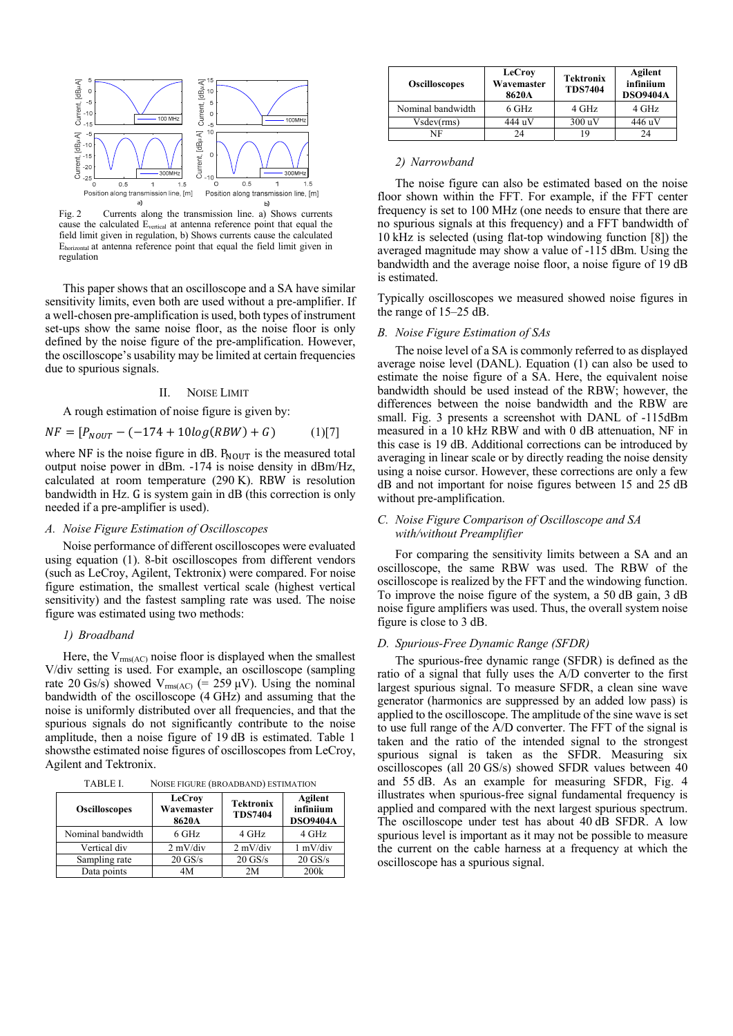Fig. 2 Currents along the transmission line. a) Shows currents cause the calculated $E_{vertical}$ at antenna reference point that equal the field limit given in regulation, b) Shows currents cause the calculated $E_{horizontal}$ at antenna reference point that equal the field limit given in regulation

This paper shows that an oscilloscope and a SA have similar sensitivity limits, even both are used without a pre-amplifier. If a well-chosen pre-amplification is used, both types of instrument set-ups show the same noise floor, as the noise floor is only defined by the noise figure of the pre-amplification. However, the oscilloscope's usability may be limited at certain frequencies due to spurious signals.

## II. Noise Limit

A rough estimation of noise figure is given by:

$$NF = [P_{NOUT} - (-174 + 10log(RBW) + G) \qquad (1)[7]$$

where NF is the noise figure in dB. $P_{NOUT}$ is the measured total output noise power in dBm. -174 is noise density in dBm/Hz, calculated at room temperature (290 K). RBW is resolution bandwidth in Hz. G is system gain in dB (this correction is only needed if a pre-amplifier is used).

### A. Noise Figure Estimation of Oscilloscopes

Noise performance of different oscilloscopes were evaluated using equation (1). 8-bit oscilloscopes from different vendors (such as LeCroy, Agilent, Tektronix) were compared. For noise figure estimation, the smallest vertical scale (highest vertical sensitivity) and the fastest sampling rate was used. The noise figure was estimated using two methods:

#### 1) Broadband

Here, the $V_{rms(AC)}$ noise floor is displayed when the smallest V/div setting is used. For example, an oscilloscope (sampling rate 20 Gs/s) showed $V_{rms(AC)}$ (= 259 μV). Using the nominal bandwidth of the oscilloscope (4 GHz) and assuming that the noise is uniformly distributed over all frequencies, and that the spurious signals do not significantly contribute to the noise amplitude, then a noise figure of 19 dB is estimated. Table 1 showsthe estimated noise figures of oscilloscopes from LeCroy, Agilent and Tektronix.

TABLE I. Noise Figure (Broadband) Estimation

| Oscilloscopes | LeCroy Wavemaster 8620A | Tektronix TDS7404 | Agilent infiniium DSO9404A |
|---|---|---|---|
| Nominal bandwidth | 6 GHz | 4 GHz | 4 GHz |
| Vertical div | 2 mV/div | 2 mV/div | 1 mV/div |
| Sampling rate | 20 GS/s | 20 GS/s | 20 GS/s |
| Data points | 4M | 2M | 200k |
| Vsdev(rms) | 444 uV | 300 uV | 446 uV |
| NF | 24 | 19 | 24 |

#### 2) Narrowband

The noise figure can also be estimated based on the noise floor shown within the FFT. For example, if the FFT center frequency is set to 100 MHz (one needs to ensure that there are no spurious signals at this frequency) and a FFT bandwidth of 10 kHz is selected (using flat-top windowing function [8]) the averaged magnitude may show a value of -115 dBm. Using the bandwidth and the average noise floor, a noise figure of 19 dB is estimated.

Typically oscilloscopes we measured showed noise figures in the range of 15–25 dB.

### B. Noise Figure Estimation of SAs

The noise level of a SA is commonly referred to as displayed average noise level (DANL). Equation (1) can also be used to estimate the noise figure of a SA. Here, the equivalent noise bandwidth should be used instead of the RBW; however, the differences between the noise bandwidth and the RBW are small. Fig. 3 presents a screenshot with DANL of -115dBm measured in a 10 kHz RBW and with 0 dB attenuation, NF in this case is 19 dB. Additional corrections can be introduced by averaging in linear scale or by directly reading the noise density using a noise cursor. However, these corrections are only a few dB and not important for noise figures between 15 and 25 dB without pre-amplification.

### C. Noise Figure Comparison of Oscilloscope and SA with/without Preamplifier

For comparing the sensitivity limits between a SA and an oscilloscope, the same RBW was used. The RBW of the oscilloscope is realized by the FFT and the windowing function. To improve the noise figure of the system, a 50 dB gain, 3 dB noise figure amplifiers was used. Thus, the overall system noise figure is close to 3 dB.

### D. Spurious-Free Dynamic Range (SFDR)

The spurious-free dynamic range (SFDR) is defined as the ratio of a signal that fully uses the A/D converter to the first largest spurious signal. To measure SFDR, a clean sine wave generator (harmonics are suppressed by an added low pass) is applied to the oscilloscope. The amplitude of the sine wave is set to use full range of the A/D converter. The FFT of the signal is taken and the ratio of the intended signal to the strongest spurious signal is taken as the SFDR. Measuring six oscilloscopes (all 20 GS/s) showed SFDR values between 40 and 55 dB. As an example for measuring SFDR, Fig. 4 illustrates when spurious-free signal fundamental frequency is applied and compared with the next largest spurious spectrum. The oscilloscope under test has about 40 dB SFDR. A low spurious level is important as it may not be possible to measure the current on the cable harness at a frequency at which the oscilloscope has a spurious signal.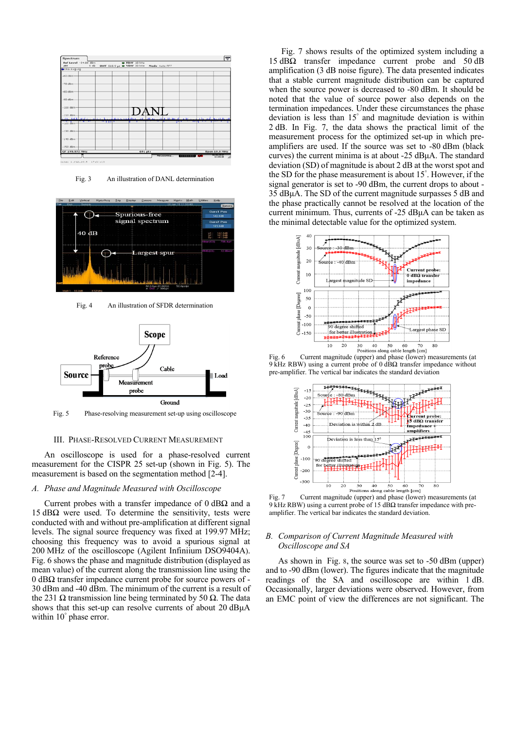Fig. 3 An illustration of DANL determination

Fig. 4 An illustration of SFDR determination

Fig. 5 Phase-resolving measurement set-up using oscilloscope

## III. PHASE-RESOLVED CURRENT MEASUREMENT

An oscilloscope is used for a phase-resolved current measurement for the CISPR 25 set-up (shown in Fig. 5). The measurement is based on the segmentation method [2-4].

### *A. Phase and Magnitude Measured with Oscilloscope*

Current probes with a transfer impedance of 0 dBΩ and a 15 dBΩ were used. To determine the sensitivity, tests were conducted with and without pre-amplification at different signal levels. The signal source frequency was fixed at 199.97 MHz; choosing this frequency was to avoid a spurious signal at 200 MHz of the oscilloscope (Agilent Infiniium DSO9404A). Fig. 6 shows the phase and magnitude distribution (displayed as mean value) of the current along the transmission line using the 0 dBΩ transfer impedance current probe for source powers of -30 dBm and -40 dBm. The minimum of the current is a result of the 231 Ω transmission line being terminated by 50 Ω. The data shows that this set-up can resolve currents of about 20 dBμA within 10° phase error.

Fig. 7 shows results of the optimized system including a 15 dBΩ transfer impedance current probe and 50 dB amplification (3 dB noise figure). The data presented indicates that a stable current magnitude distribution can be captured when the source power is decreased to -80 dBm. It should be noted that the value of source power also depends on the termination impedances. Under these circumstances the phase deviation is less than 15° and magnitude deviation is within 2 dB. In Fig. 7, the data shows the practical limit of the measurement process for the optimized set-up in which pre-amplifiers are used. If the source was set to -80 dBm (black curves) the current minima is at about -25 dBμA. The standard deviation (SD) of magnitude is about 2 dB at the worst spot and the SD for the phase measurement is about 15°. However, if the signal generator is set to -90 dBm, the current drops to about -35 dBμA. The SD of the current magnitude surpasses 5 dB and the phase practically cannot be resolved at the location of the current minimum. Thus, currents of -25 dBμA can be taken as the minimal detectable value for the optimized system.

Fig. 6 Current magnitude (upper) and phase (lower) measurements (at 9 kHz RBW) using a current probe of 0 dBΩ transfer impedance without pre-amplifier. The vertical bar indicates the standard deviation

Fig. 7 Current magnitude (upper) and phase (lower) measurements (at 9 kHz RBW) using a current probe of 15 dBΩ transfer impedance with pre-amplifier. The vertical bar indicates the standard deviation.

### *B. Comparison of Current Magnitude Measured with Oscilloscope and SA*

As shown in Fig. 8, the source was set to -50 dBm (upper) and to -90 dBm (lower). The figures indicate that the magnitude readings of the SA and oscilloscope are within 1 dB. Occasionally, larger deviations were observed. However, from an EMC point of view the differences are not significant. The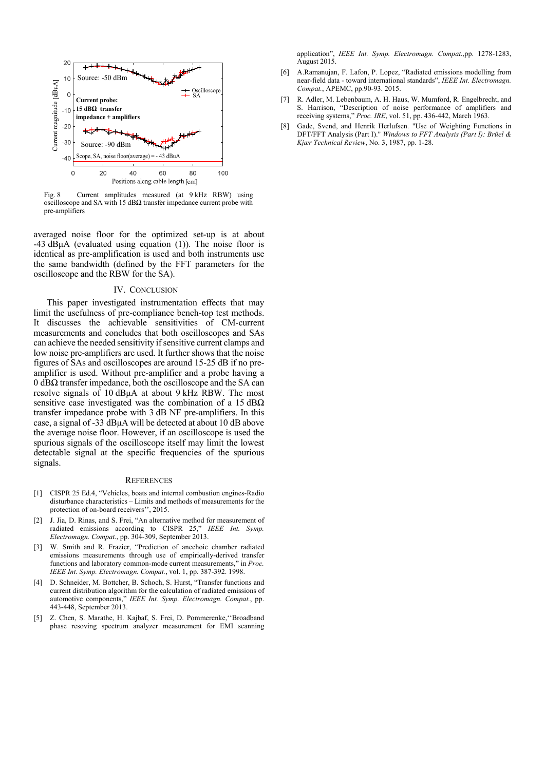20

10

0

-10

-20

-30

-40

Source: -50 dBm

Current probe:

15 dBΩ transfer

impedance + amplifiers

Source: -90 dBm

Scope, SA, noise floor(average) = - 43 dBuA

Oscilloscope

SA

Current magnitude [dBuA]

0 20 40 60 80 100

Positions along cable length [cm]

Fig. 8 Current amplitudes measured (at 9 kHz RBW) using oscilloscope and SA with 15 dBΩ transfer impedance current probe with pre-amplifiers

averaged noise floor for the optimized set-up is at about -43 dBμA (evaluated using equation (1)). The noise floor is identical as pre-amplification is used and both instruments use the same bandwidth (defined by the FFT parameters for the oscilloscope and the RBW for the SA).

## IV. Conclusion

This paper investigated instrumentation effects that may limit the usefulness of pre-compliance bench-top test methods. It discusses the achievable sensitivities of CM-current measurements and concludes that both oscilloscopes and SAs can achieve the needed sensitivity if sensitive current clamps and low noise pre-amplifiers are used. It further shows that the noise figures of SAs and oscilloscopes are around 15-25 dB if no pre-amplifier is used. Without pre-amplifier and a probe having a 0 dBΩ transfer impedance, both the oscilloscope and the SA can resolve signals of 10 dBμA at about 9 kHz RBW. The most sensitive case investigated was the combination of a 15 dBΩ transfer impedance probe with 3 dB NF pre-amplifiers. In this case, a signal of -33 dBμA will be detected at about 10 dB above the average noise floor. However, if an oscilloscope is used the spurious signals of the oscilloscope itself may limit the lowest detectable signal at the specific frequencies of the spurious signals.

## References

[1] CISPR 25 Ed.4, "Vehicles, boats and internal combustion engines-Radio disturbance characteristics – Limits and methods of measurements for the protection of on-board receivers'', 2015.

[2] J. Jia, D. Rinas, and S. Frei, "An alternative method for measurement of radiated emissions according to CISPR 25," *IEEE Int. Symp. Electromagn. Compat.*, pp. 304-309, September 2013.

[3] W. Smith and R. Frazier, "Prediction of anechoic chamber radiated emissions measurements through use of empirically-derived transfer functions and laboratory common-mode current measurements," in *Proc. IEEE Int. Symp. Electromagn. Compat.*, vol. 1, pp. 387-392. 1998.

[4] D. Schneider, M. Bottcher, B. Schoch, S. Hurst, "Transfer functions and current distribution algorithm for the calculation of radiated emissions of automotive components," *IEEE Int. Symp. Electromagn. Compat.*, pp. 443-448, September 2013.

[5] Z. Chen, S. Marathe, H. Kajbaf, S. Frei, D. Pommerenke,''Broadband phase resoving spectrum analyzer measurement for EMI scanning application", *IEEE Int. Symp. Electromagn. Compat.*,pp. 1278-1283, August 2015.

[6] A.Ramanujan, F. Lafon, P. Lopez, "Radiated emissions modelling from near-field data - toward international standards", *IEEE Int. Electromagn. Compat.*, APEMC, pp.90-93. 2015.

[7] R. Adler, M. Lebenbaum, A. H. Haus, W. Mumford, R. Engelbrecht, and S. Harrison, "Description of noise performance of amplifiers and receiving systems," *Proc. IRE*, vol. 51, pp. 436-442, March 1963.

[8] Gade, Svend, and Henrik Herlufsen. "Use of Weighting Functions in DFT/FFT Analysis (Part I)." *Windows to FFT Analysis (Part I): Brüel & Kjær Technical Review*, No. 3, 1987, pp. 1-28.